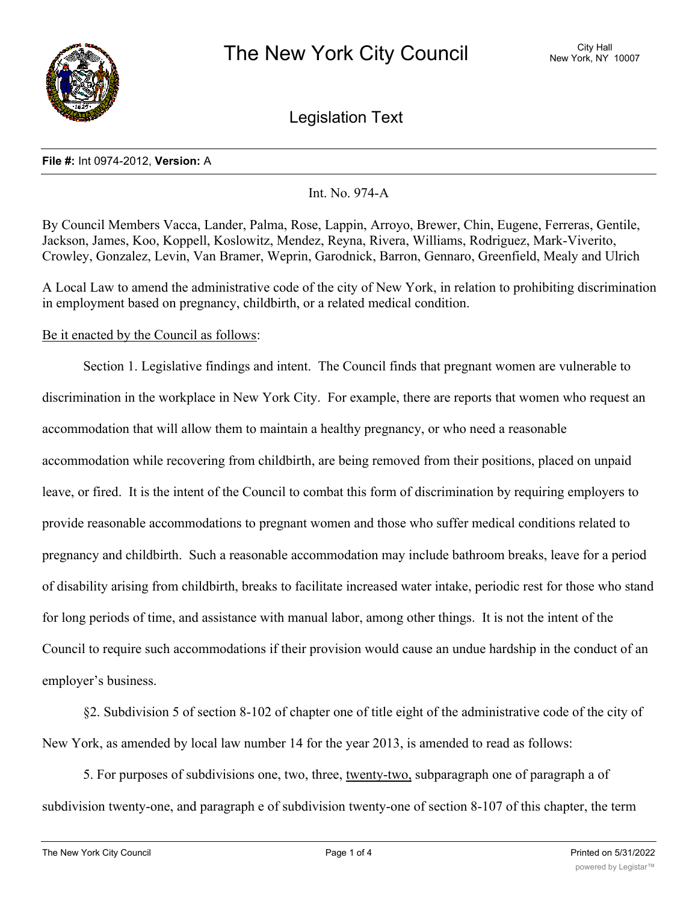# The New York City Council

City Hall
New York, NY 10007

## Legislation Text

**File #:** Int 0974-2012, **Version:** A

Int. No. 974-A

By Council Members Vacca, Lander, Palma, Rose, Lappin, Arroyo, Brewer, Chin, Eugene, Ferreras, Gentile, Jackson, James, Koo, Koppell, Koslowitz, Mendez, Reyna, Rivera, Williams, Rodriguez, Mark-Viverito, Crowley, Gonzalez, Levin, Van Bramer, Weprin, Garodnick, Barron, Gennaro, Greenfield, Mealy and Ulrich

A Local Law to amend the administrative code of the city of New York, in relation to prohibiting discrimination in employment based on pregnancy, childbirth, or a related medical condition.

Be it enacted by the Council as follows:

Section 1. Legislative findings and intent. The Council finds that pregnant women are vulnerable to discrimination in the workplace in New York City. For example, there are reports that women who request an accommodation that will allow them to maintain a healthy pregnancy, or who need a reasonable accommodation while recovering from childbirth, are being removed from their positions, placed on unpaid leave, or fired. It is the intent of the Council to combat this form of discrimination by requiring employers to provide reasonable accommodations to pregnant women and those who suffer medical conditions related to pregnancy and childbirth. Such a reasonable accommodation may include bathroom breaks, leave for a period of disability arising from childbirth, breaks to facilitate increased water intake, periodic rest for those who stand for long periods of time, and assistance with manual labor, among other things. It is not the intent of the Council to require such accommodations if their provision would cause an undue hardship in the conduct of an employer's business.

§2. Subdivision 5 of section 8-102 of chapter one of title eight of the administrative code of the city of New York, as amended by local law number 14 for the year 2013, is amended to read as follows:

5. For purposes of subdivisions one, two, three, twenty-two, subparagraph one of paragraph a of subdivision twenty-one, and paragraph e of subdivision twenty-one of section 8-107 of this chapter, the term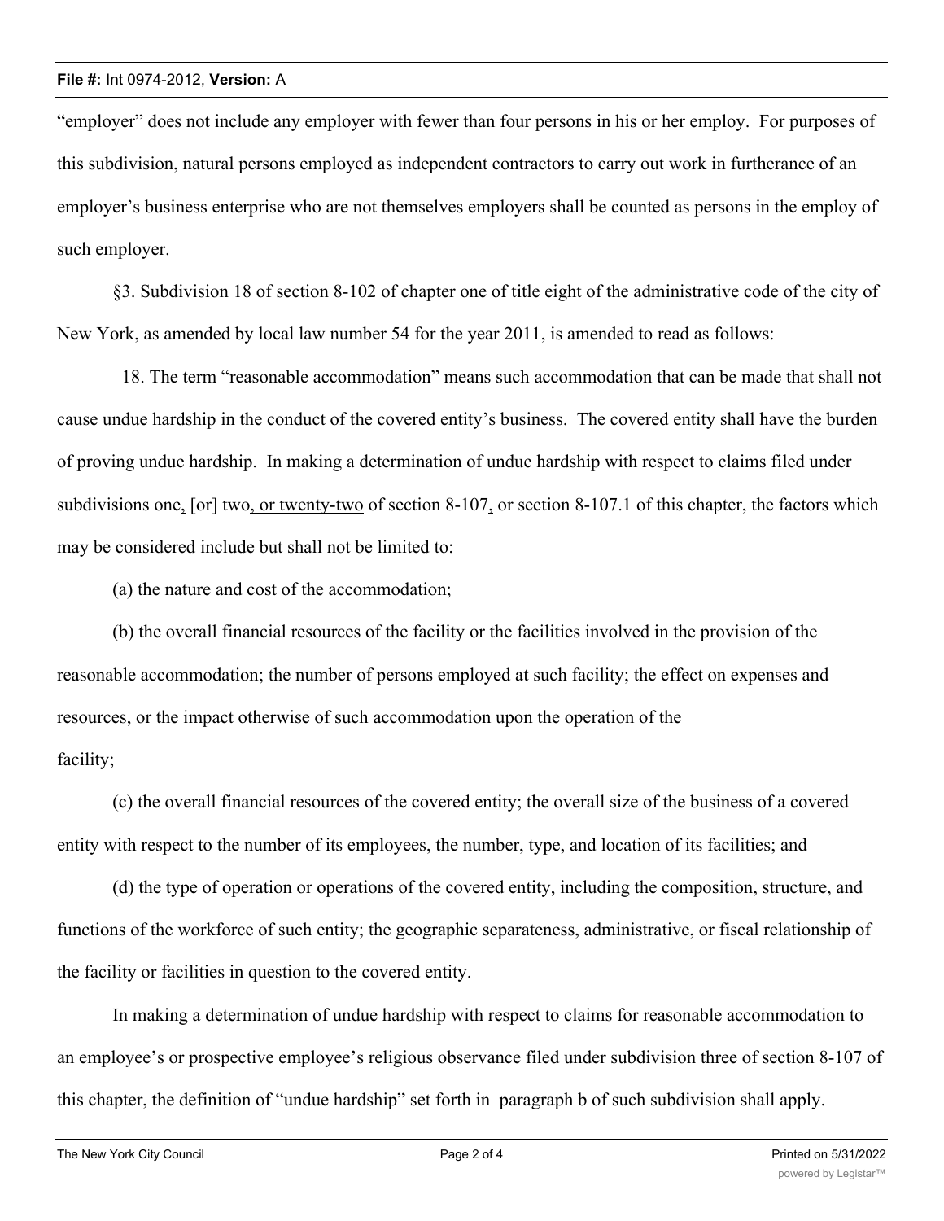"employer" does not include any employer with fewer than four persons in his or her employ. For purposes of this subdivision, natural persons employed as independent contractors to carry out work in furtherance of an employer's business enterprise who are not themselves employers shall be counted as persons in the employ of such employer.

§3. Subdivision 18 of section 8-102 of chapter one of title eight of the administrative code of the city of New York, as amended by local law number 54 for the year 2011, is amended to read as follows:

18. The term "reasonable accommodation" means such accommodation that can be made that shall not cause undue hardship in the conduct of the covered entity's business. The covered entity shall have the burden of proving undue hardship. In making a determination of undue hardship with respect to claims filed under subdivisions one, [or] two, or twenty-two of section 8-107, or section 8-107.1 of this chapter, the factors which may be considered include but shall not be limited to:

(a) the nature and cost of the accommodation;

(b) the overall financial resources of the facility or the facilities involved in the provision of the reasonable accommodation; the number of persons employed at such facility; the effect on expenses and resources, or the impact otherwise of such accommodation upon the operation of the facility;

(c) the overall financial resources of the covered entity; the overall size of the business of a covered entity with respect to the number of its employees, the number, type, and location of its facilities; and

(d) the type of operation or operations of the covered entity, including the composition, structure, and functions of the workforce of such entity; the geographic separateness, administrative, or fiscal relationship of the facility or facilities in question to the covered entity.

In making a determination of undue hardship with respect to claims for reasonable accommodation to an employee's or prospective employee's religious observance filed under subdivision three of section 8-107 of this chapter, the definition of "undue hardship" set forth in paragraph b of such subdivision shall apply.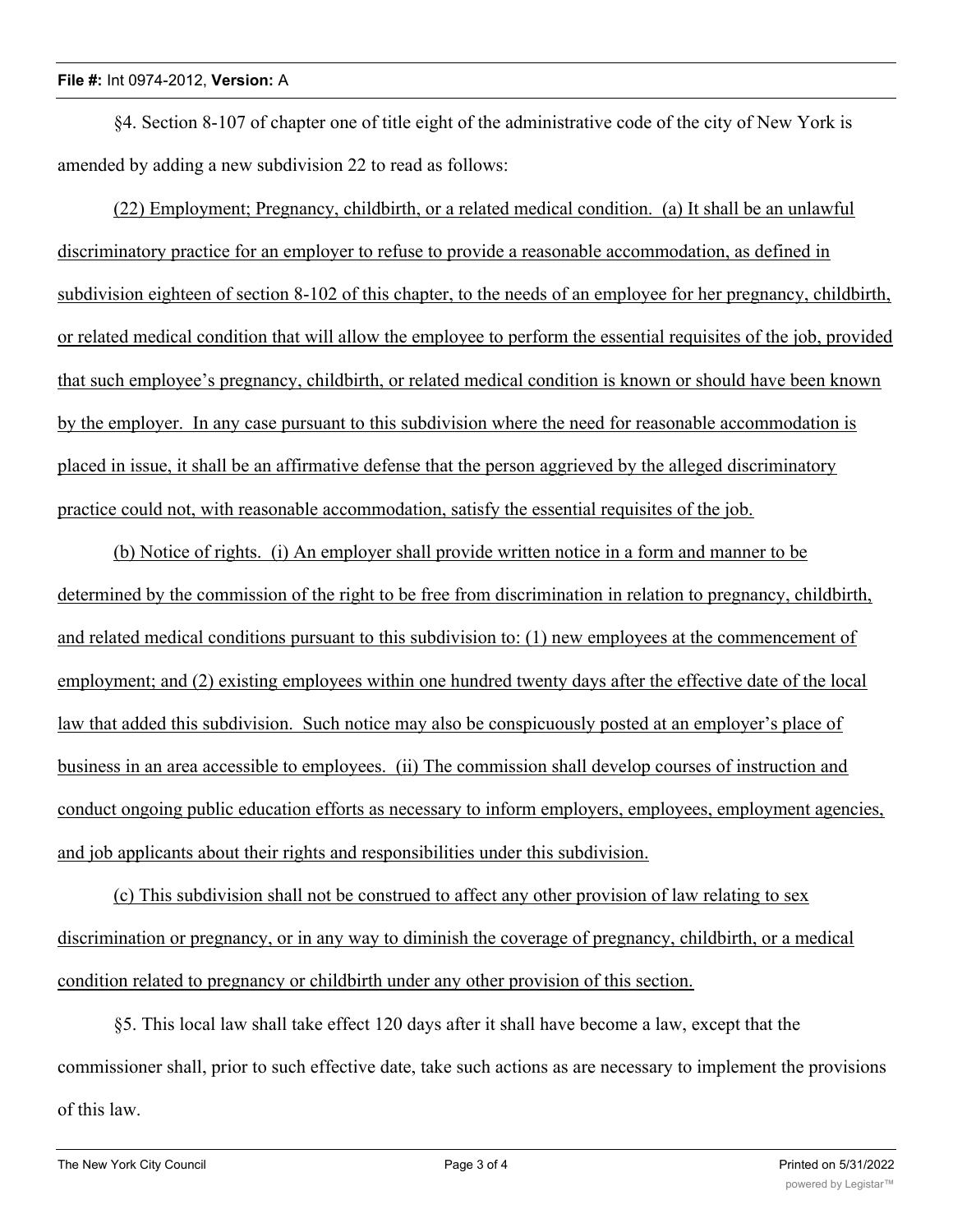§4. Section 8-107 of chapter one of title eight of the administrative code of the city of New York is amended by adding a new subdivision 22 to read as follows:

<u>(22) Employment; Pregnancy, childbirth, or a related medical condition. (a) It shall be an unlawful discriminatory practice for an employer to refuse to provide a reasonable accommodation, as defined in subdivision eighteen of section 8-102 of this chapter, to the needs of an employee for her pregnancy, childbirth, or related medical condition that will allow the employee to perform the essential requisites of the job, provided that such employee's pregnancy, childbirth, or related medical condition is known or should have been known by the employer. In any case pursuant to this subdivision where the need for reasonable accommodation is placed in issue, it shall be an affirmative defense that the person aggrieved by the alleged discriminatory practice could not, with reasonable accommodation, satisfy the essential requisites of the job.</u>

<u>(b) Notice of rights. (i) An employer shall provide written notice in a form and manner to be determined by the commission of the right to be free from discrimination in relation to pregnancy, childbirth, and related medical conditions pursuant to this subdivision to: (1) new employees at the commencement of employment; and (2) existing employees within one hundred twenty days after the effective date of the local law that added this subdivision. Such notice may also be conspicuously posted at an employer's place of business in an area accessible to employees. (ii) The commission shall develop courses of instruction and conduct ongoing public education efforts as necessary to inform employers, employees, employment agencies, and job applicants about their rights and responsibilities under this subdivision.</u>

<u>(c) This subdivision shall not be construed to affect any other provision of law relating to sex discrimination or pregnancy, or in any way to diminish the coverage of pregnancy, childbirth, or a medical condition related to pregnancy or childbirth under any other provision of this section.</u>

§5. This local law shall take effect 120 days after it shall have become a law, except that the commissioner shall, prior to such effective date, take such actions as are necessary to implement the provisions of this law.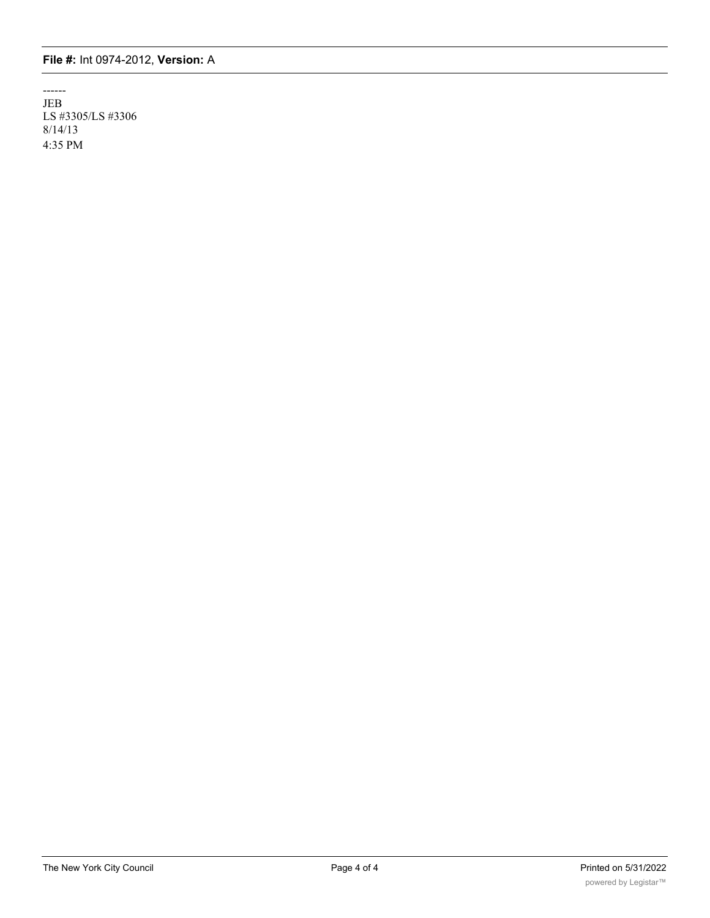------
JEB
LS #3305/LS #3306
8/14/13
4:35 PM